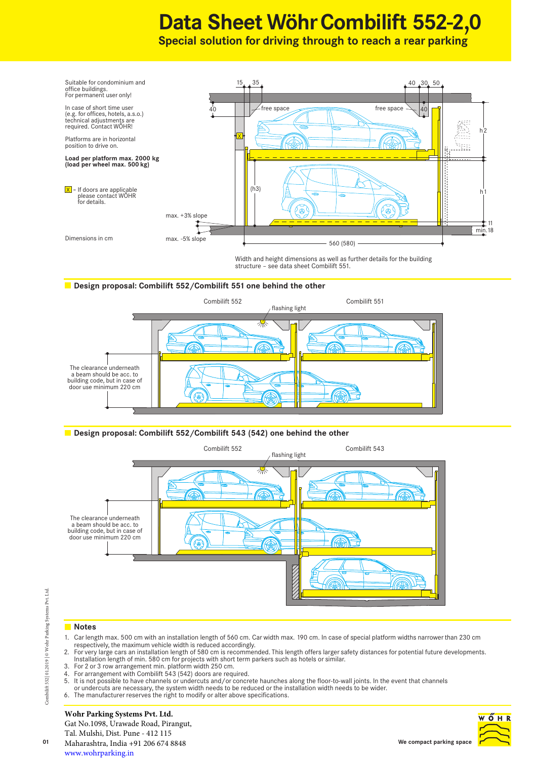# Data Sheet Wöhr Combilift 552-2,0

## Special solution for driving through to reach a rear parking

Suitable for condominium and office buildings.
For permanent user only!

In case of short time user (e.g. for offices, hotels, a.s.o.) technical adjustments are required. Contact WÖHR!

Platforms are in horizontal position to drive on.

**Load per platform max. 2000 kg (load per wheel max. 500 kg)**

X = If doors are applicable please contact WÖHR for details.

Dimensions in cm

Width and height dimensions as well as further details for the building structure – see data sheet Combilift 551.

## Design proposal: Combilift 552/Combilift 551 one behind the other

The clearance underneath a beam should be acc. to building code, but in case of door use minimum 220 cm

## Design proposal: Combilift 552/Combilift 543 (542) one behind the other

The clearance underneath a beam should be acc. to building code, but in case of door use minimum 220 cm

## Notes

1. Car length max. 500 cm with an installation length of 560 cm. Car width max. 190 cm. In case of special platform widths narrower than 230 cm respectively, the maximum vehicle width is reduced accordingly.
2. For very large cars an installation length of 580 cm is recommended. This length offers larger safety distances for potential future developments. Installation length of min. 580 cm for projects with short term parkers such as hotels or similar.
3. For 2 or 3 row arrangement min. platform width 250 cm.
4. For arrangement with Combilift 543 (542) doors are required.
5. It is not possible to have channels or undercuts and/or concrete haunches along the floor-to-wall joints. In the event that channels or undercuts are necessary, the system width needs to be reduced or the installation width needs to be wider.
6. The manufacturer reserves the right to modify or alter above specifications.

**Wohr Parking Systems Pvt. Ltd.**
Gat No.1098, Urawade Road, Pirangut,
Tal. Mulshi, Dist. Pune - 412 115
Maharashtra, India +91 206 674 8848
www.wohrparking.in

We compact parking space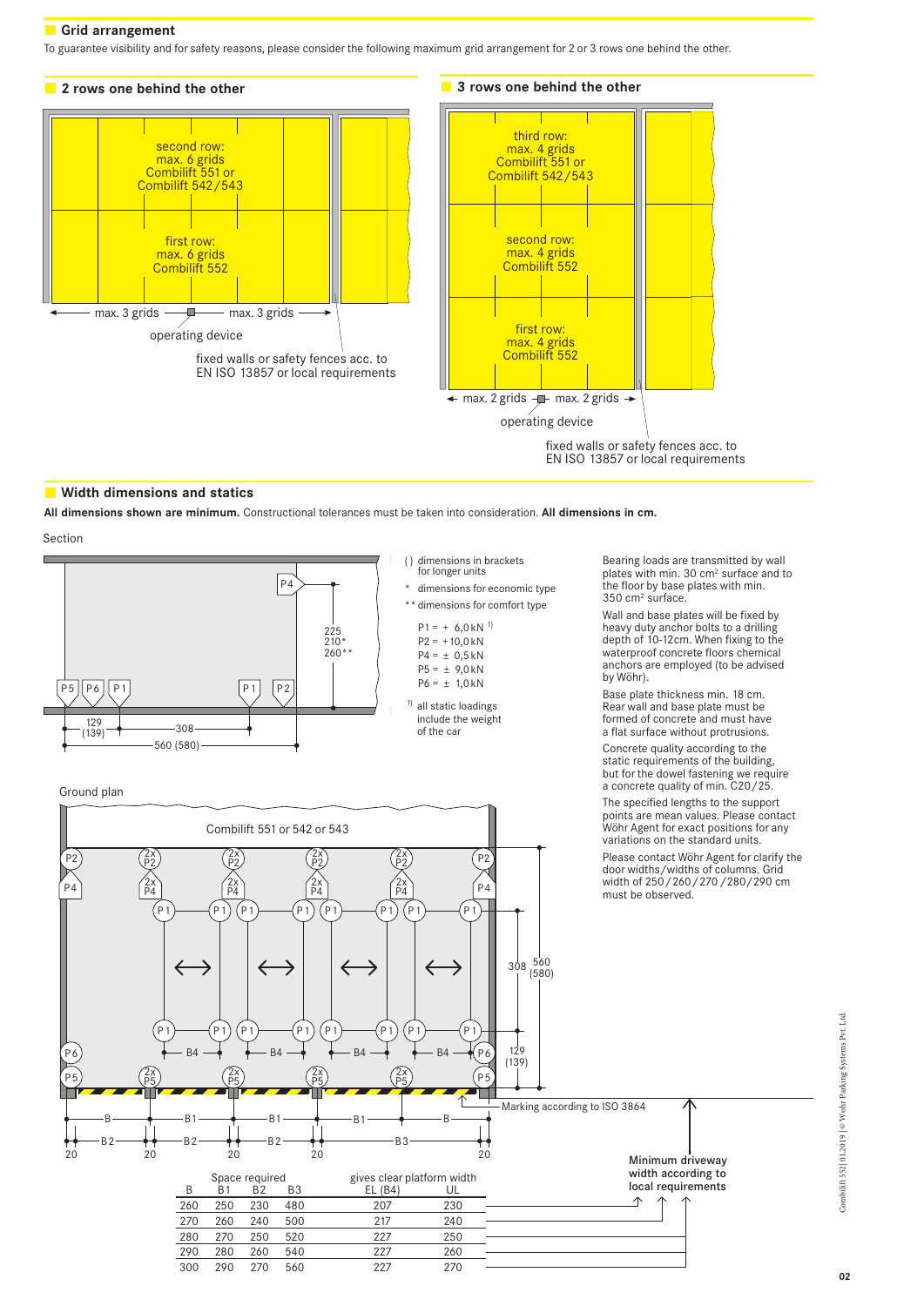## Grid arrangement

To guarantee visibility and for safety reasons, please consider the following maximum grid arrangement for 2 or 3 rows one behind the other.

### 2 rows one behind the other

second row:
max. 6 grids
Combilift 551 or
Combilift 542/543

first row:
max. 6 grids
Combilift 552

max. 3 grids — max. 3 grids

operating device

fixed walls or safety fences acc. to EN ISO 13857 or local requirements

### 3 rows one behind the other

third row:
max. 4 grids
Combilift 551 or
Combilift 542/543

second row:
max. 4 grids
Combilift 552

first row:
max. 4 grids
Combilift 552

max. 2 grids — max. 2 grids

operating device

fixed walls or safety fences acc. to EN ISO 13857 or local requirements

## Width dimensions and statics

**All dimensions shown are minimum.** Constructional tolerances must be taken into consideration. **All dimensions in cm.**

Section

P4
225
210*
260**
P5 P6 P1 P1 P2
129 (139)
308
560 (580)

( ) dimensions in brackets for longer units

\* dimensions for economic type

\*\* dimensions for comfort type

P1 = + 6,0 kN [1]
P2 = + 10,0 kN
P4 = ± 0,5 kN
P5 = ± 9,0 kN
P6 = ± 1,0 kN

[1] all static loadings include the weight of the car

Bearing loads are transmitted by wall plates with min. 30 cm² surface and to the floor by base plates with min. 350 cm² surface.

Wall and base plates will be fixed by heavy duty anchor bolts to a drilling depth of 10-12cm. When fixing to the waterproof concrete floors chemical anchors are employed (to be advised by Wöhr).

Base plate thickness min. 18 cm. Rear wall and base plate must be formed of concrete and must have a flat surface without protrusions.

Concrete quality according to the static requirements of the building, but for the dowel fastening we require a concrete quality of min. C20/25.

The specified lengths to the support points are mean values. Please contact Wöhr Agent for exact positions for any variations on the standard units.

Please contact Wöhr Agent for clarify the door widths/widths of columns. Grid width of 250/260/270/280/290 cm must be observed.

Ground plan

Combilift 551 or 542 or 543

P2 2x P2 2x P2 2x P2 2x P2 P2
P4 2x P4 2x P4 2x P4 2x P4 P4
P1
P6 B4 B4 B4 B4 P6
P5 2x P5 2x P5 2x P5 2x P5 P5
308
560 (580)
129 (139)

Marking according to ISO 3864

B B1 B1 B1 B
B2 B2 B2 B3
20 20 20 20 20

Minimum driveway width according to local requirements

| | Space required | | | gives clear platform width | |
|---|---|---|---|---|---|
| B | B1 | B2 | B3 | EL (B4) | UL |
| 260 | 250 | 230 | 480 | 207 | 230 |
| 270 | 260 | 240 | 500 | 217 | 240 |
| 280 | 270 | 250 | 520 | 227 | 250 |
| 290 | 280 | 260 | 540 | 227 | 260 |
| 300 | 290 | 270 | 560 | 227 | 270 |